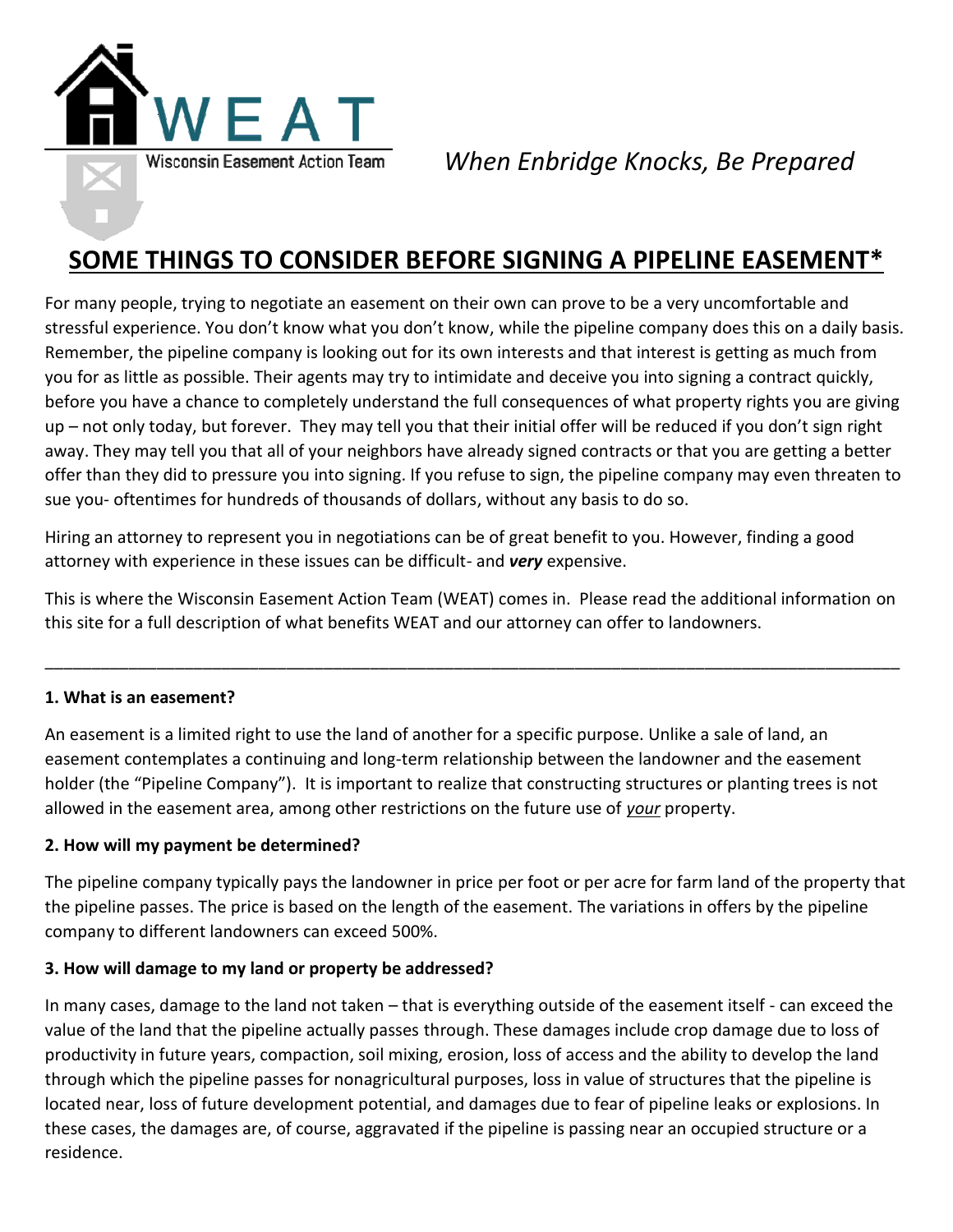WEAT

Wisconsin Easement Action Team

*When Enbridge Knocks, Be Prepared*

# SOME THINGS TO CONSIDER BEFORE SIGNING A PIPELINE EASEMENT*

For many people, trying to negotiate an easement on their own can prove to be a very uncomfortable and stressful experience. You don't know what you don't know, while the pipeline company does this on a daily basis. Remember, the pipeline company is looking out for its own interests and that interest is getting as much from you for as little as possible. Their agents may try to intimidate and deceive you into signing a contract quickly, before you have a chance to completely understand the full consequences of what property rights you are giving up – not only today, but forever. They may tell you that their initial offer will be reduced if you don't sign right away. They may tell you that all of your neighbors have already signed contracts or that you are getting a better offer than they did to pressure you into signing. If you refuse to sign, the pipeline company may even threaten to sue you- oftentimes for hundreds of thousands of dollars, without any basis to do so.

Hiring an attorney to represent you in negotiations can be of great benefit to you. However, finding a good attorney with experience in these issues can be difficult- and ***very*** expensive.

This is where the Wisconsin Easement Action Team (WEAT) comes in. Please read the additional information on this site for a full description of what benefits WEAT and our attorney can offer to landowners.

---

**1. What is an easement?**

An easement is a limited right to use the land of another for a specific purpose. Unlike a sale of land, an easement contemplates a continuing and long-term relationship between the landowner and the easement holder (the "Pipeline Company"). It is important to realize that constructing structures or planting trees is not allowed in the easement area, among other restrictions on the future use of *your* property.

**2. How will my payment be determined?**

The pipeline company typically pays the landowner in price per foot or per acre for farm land of the property that the pipeline passes. The price is based on the length of the easement. The variations in offers by the pipeline company to different landowners can exceed 500%.

**3. How will damage to my land or property be addressed?**

In many cases, damage to the land not taken – that is everything outside of the easement itself - can exceed the value of the land that the pipeline actually passes through. These damages include crop damage due to loss of productivity in future years, compaction, soil mixing, erosion, loss of access and the ability to develop the land through which the pipeline passes for nonagricultural purposes, loss in value of structures that the pipeline is located near, loss of future development potential, and damages due to fear of pipeline leaks or explosions. In these cases, the damages are, of course, aggravated if the pipeline is passing near an occupied structure or a residence.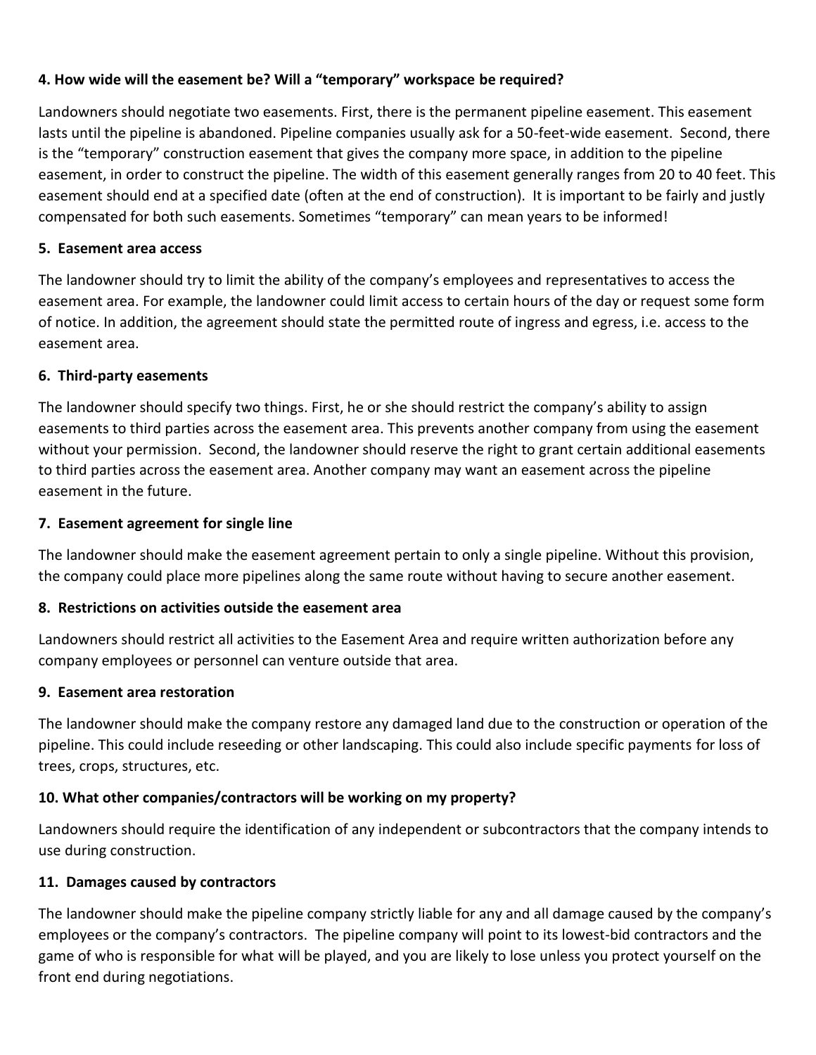**4. How wide will the easement be? Will a "temporary" workspace be required?**

Landowners should negotiate two easements. First, there is the permanent pipeline easement. This easement lasts until the pipeline is abandoned. Pipeline companies usually ask for a 50-feet-wide easement. Second, there is the "temporary" construction easement that gives the company more space, in addition to the pipeline easement, in order to construct the pipeline. The width of this easement generally ranges from 20 to 40 feet. This easement should end at a specified date (often at the end of construction). It is important to be fairly and justly compensated for both such easements. Sometimes "temporary" can mean years to be informed!

**5. Easement area access**

The landowner should try to limit the ability of the company's employees and representatives to access the easement area. For example, the landowner could limit access to certain hours of the day or request some form of notice. In addition, the agreement should state the permitted route of ingress and egress, i.e. access to the easement area.

**6. Third-party easements**

The landowner should specify two things. First, he or she should restrict the company's ability to assign easements to third parties across the easement area. This prevents another company from using the easement without your permission. Second, the landowner should reserve the right to grant certain additional easements to third parties across the easement area. Another company may want an easement across the pipeline easement in the future.

**7. Easement agreement for single line**

The landowner should make the easement agreement pertain to only a single pipeline. Without this provision, the company could place more pipelines along the same route without having to secure another easement.

**8. Restrictions on activities outside the easement area**

Landowners should restrict all activities to the Easement Area and require written authorization before any company employees or personnel can venture outside that area.

**9. Easement area restoration**

The landowner should make the company restore any damaged land due to the construction or operation of the pipeline. This could include reseeding or other landscaping. This could also include specific payments for loss of trees, crops, structures, etc.

**10. What other companies/contractors will be working on my property?**

Landowners should require the identification of any independent or subcontractors that the company intends to use during construction.

**11. Damages caused by contractors**

The landowner should make the pipeline company strictly liable for any and all damage caused by the company's employees or the company's contractors. The pipeline company will point to its lowest-bid contractors and the game of who is responsible for what will be played, and you are likely to lose unless you protect yourself on the front end during negotiations.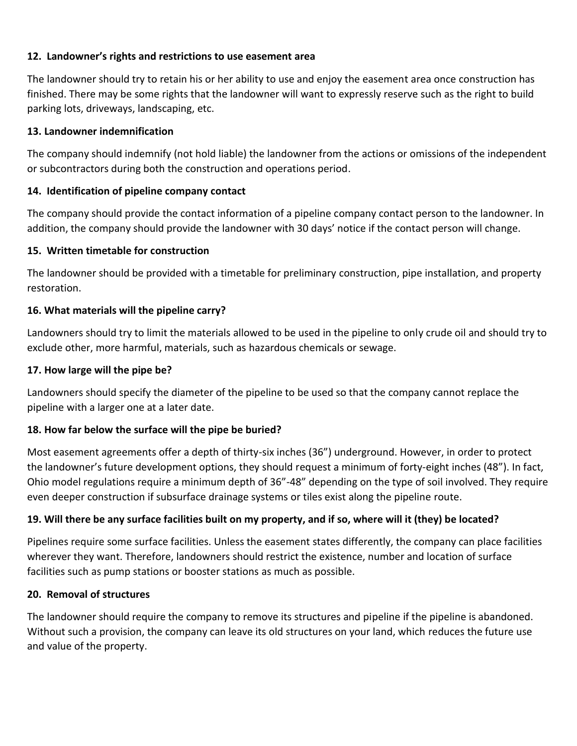**12. Landowner's rights and restrictions to use easement area**

The landowner should try to retain his or her ability to use and enjoy the easement area once construction has finished. There may be some rights that the landowner will want to expressly reserve such as the right to build parking lots, driveways, landscaping, etc.

**13. Landowner indemnification**

The company should indemnify (not hold liable) the landowner from the actions or omissions of the independent or subcontractors during both the construction and operations period.

**14. Identification of pipeline company contact**

The company should provide the contact information of a pipeline company contact person to the landowner. In addition, the company should provide the landowner with 30 days' notice if the contact person will change.

**15. Written timetable for construction**

The landowner should be provided with a timetable for preliminary construction, pipe installation, and property restoration.

**16. What materials will the pipeline carry?**

Landowners should try to limit the materials allowed to be used in the pipeline to only crude oil and should try to exclude other, more harmful, materials, such as hazardous chemicals or sewage.

**17. How large will the pipe be?**

Landowners should specify the diameter of the pipeline to be used so that the company cannot replace the pipeline with a larger one at a later date.

**18. How far below the surface will the pipe be buried?**

Most easement agreements offer a depth of thirty-six inches (36") underground. However, in order to protect the landowner's future development options, they should request a minimum of forty-eight inches (48"). In fact, Ohio model regulations require a minimum depth of 36"-48" depending on the type of soil involved. They require even deeper construction if subsurface drainage systems or tiles exist along the pipeline route.

**19. Will there be any surface facilities built on my property, and if so, where will it (they) be located?**

Pipelines require some surface facilities. Unless the easement states differently, the company can place facilities wherever they want. Therefore, landowners should restrict the existence, number and location of surface facilities such as pump stations or booster stations as much as possible.

**20. Removal of structures**

The landowner should require the company to remove its structures and pipeline if the pipeline is abandoned. Without such a provision, the company can leave its old structures on your land, which reduces the future use and value of the property.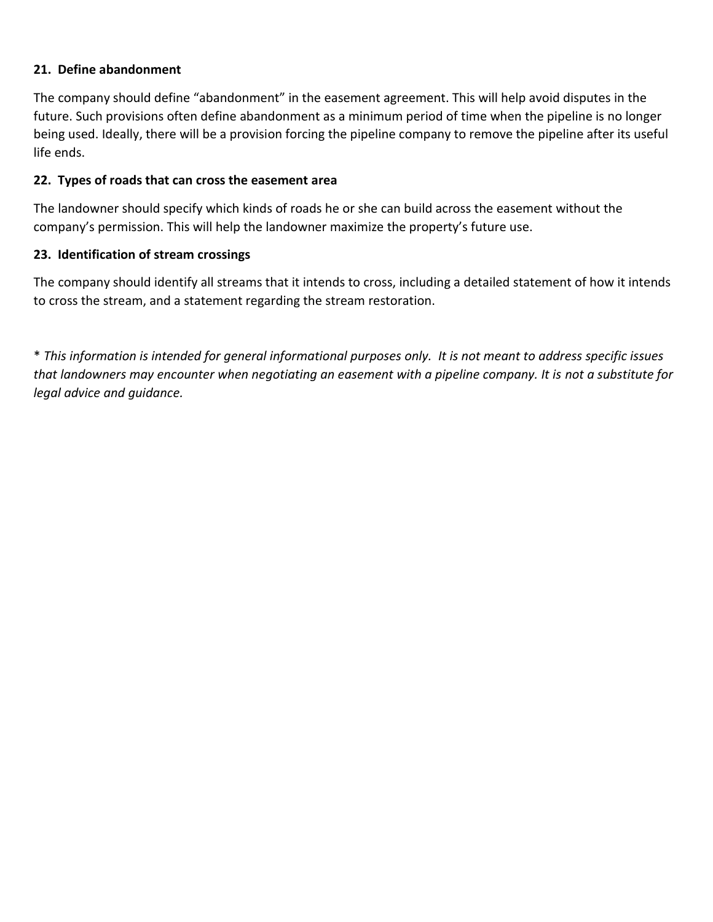**21. Define abandonment**

The company should define “abandonment” in the easement agreement. This will help avoid disputes in the future. Such provisions often define abandonment as a minimum period of time when the pipeline is no longer being used. Ideally, there will be a provision forcing the pipeline company to remove the pipeline after its useful life ends.

**22. Types of roads that can cross the easement area**

The landowner should specify which kinds of roads he or she can build across the easement without the company’s permission. This will help the landowner maximize the property’s future use.

**23. Identification of stream crossings**

The company should identify all streams that it intends to cross, including a detailed statement of how it intends to cross the stream, and a statement regarding the stream restoration.

\* *This information is intended for general informational purposes only. It is not meant to address specific issues that landowners may encounter when negotiating an easement with a pipeline company. It is not a substitute for legal advice and guidance.*